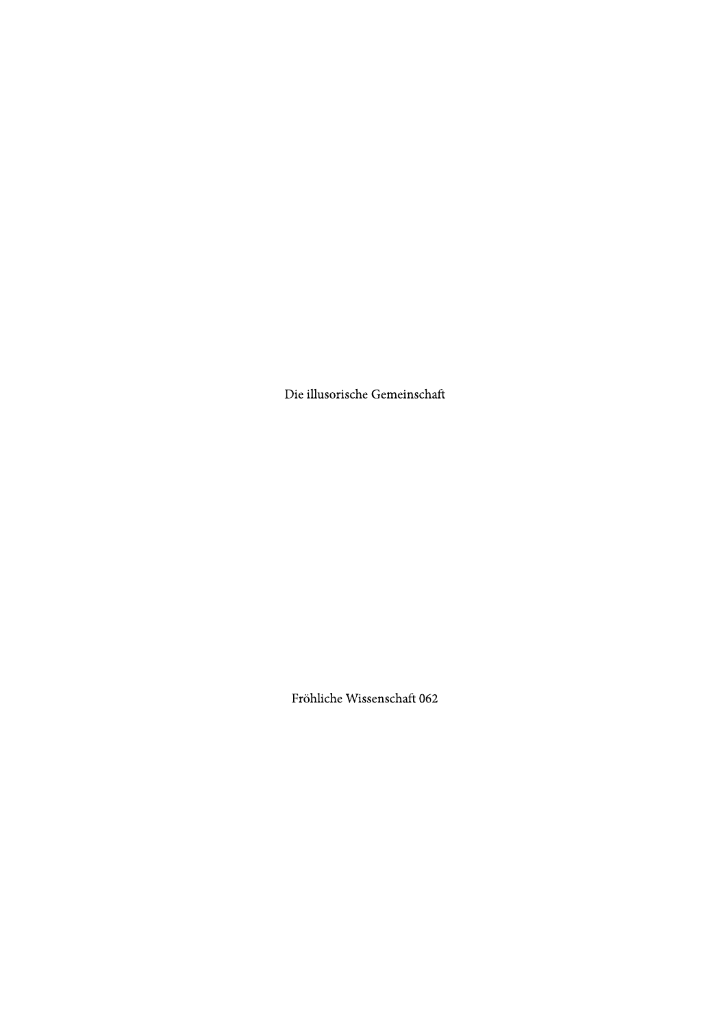# Die illusorische Gemeinschaft

Fröhliche Wissenschaft 062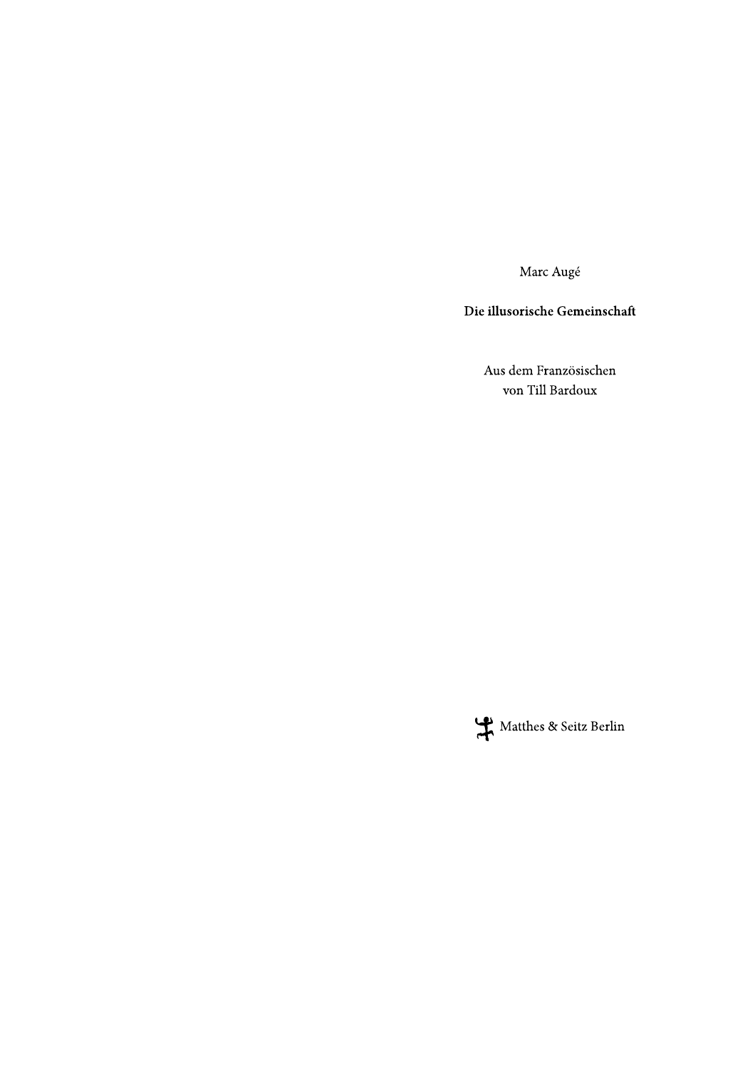Marc Augé

**Die illusorische Gemeinschaft**

Aus dem Französischen
von Till Bardoux

Matthes & Seitz Berlin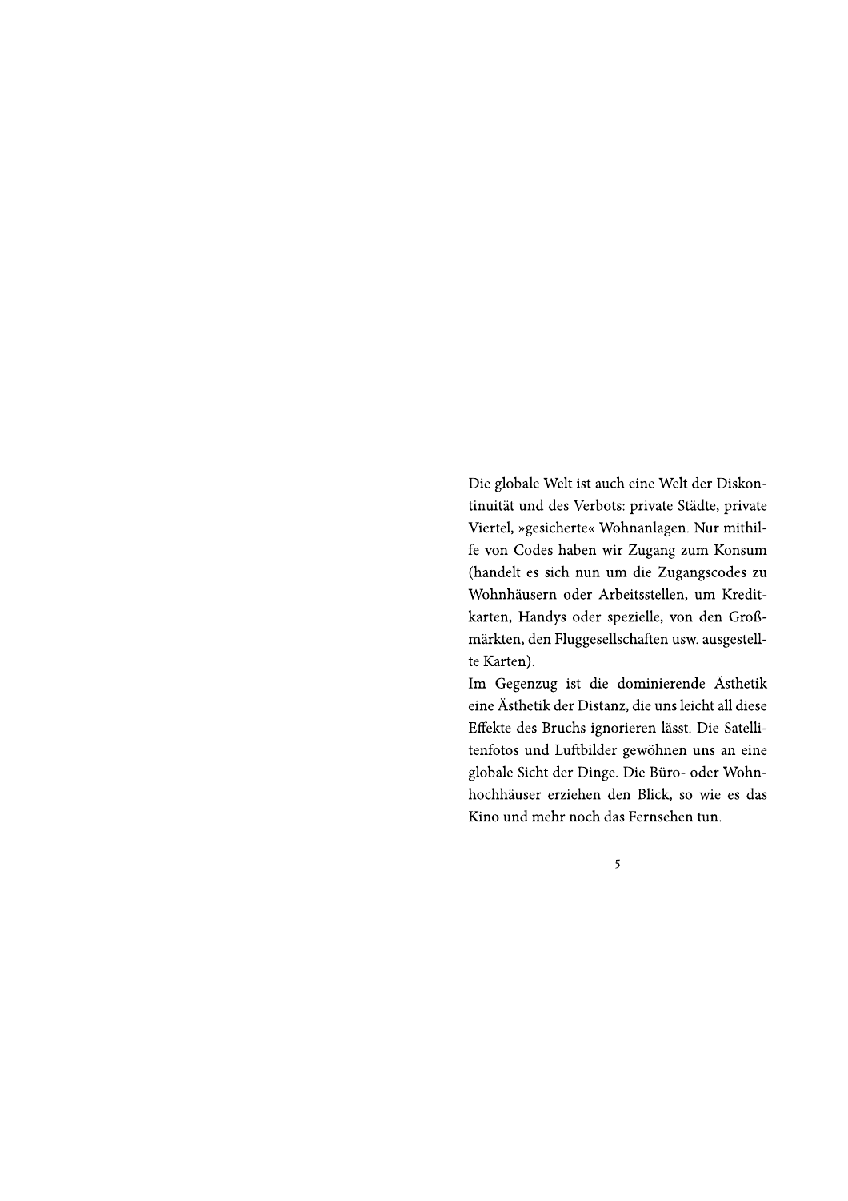Die globale Welt ist auch eine Welt der Diskontinuität und des Verbots: private Städte, private Viertel, »gesicherte« Wohnanlagen. Nur mithilfe von Codes haben wir Zugang zum Konsum (handelt es sich nun um die Zugangscodes zu Wohnhäusern oder Arbeitsstellen, um Kreditkarten, Handys oder spezielle, von den Großmärkten, den Fluggesellschaften usw. ausgestellte Karten).

Im Gegenzug ist die dominierende Ästhetik eine Ästhetik der Distanz, die uns leicht all diese Effekte des Bruchs ignorieren lässt. Die Satellitenfotos und Luftbilder gewöhnen uns an eine globale Sicht der Dinge. Die Büro- oder Wohnhochhäuser erziehen den Blick, so wie es das Kino und mehr noch das Fernsehen tun.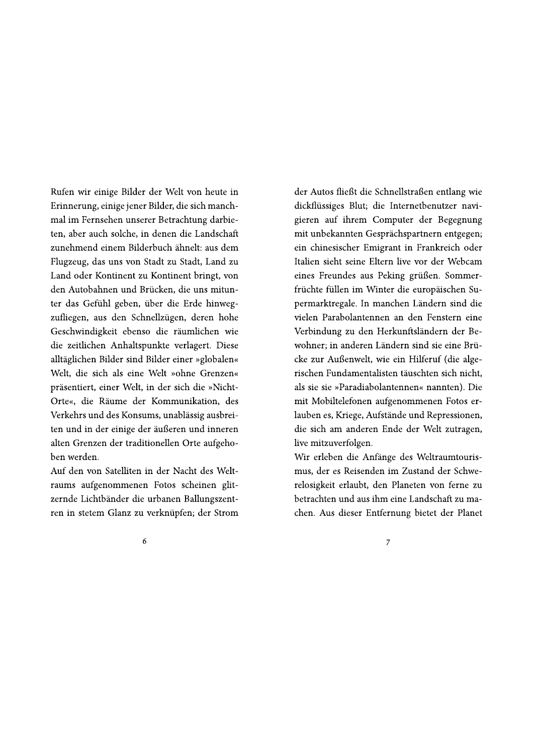Rufen wir einige Bilder der Welt von heute in Erinnerung, einige jener Bilder, die sich manchmal im Fernsehen unserer Betrachtung darbieten, aber auch solche, in denen die Landschaft zunehmend einem Bilderbuch ähnelt: aus dem Flugzeug, das uns von Stadt zu Stadt, Land zu Land oder Kontinent zu Kontinent bringt, von den Autobahnen und Brücken, die uns mitunter das Gefühl geben, über die Erde hinwegzufliegen, aus den Schnellzügen, deren hohe Geschwindigkeit ebenso die räumlichen wie die zeitlichen Anhaltspunkte verlagert. Diese alltäglichen Bilder sind Bilder einer »globalen« Welt, die sich als eine Welt »ohne Grenzen« präsentiert, einer Welt, in der sich die »Nicht-Orte«, die Räume der Kommunikation, des Verkehrs und des Konsums, unablässig ausbreiten und in der einige der äußeren und inneren alten Grenzen der traditionellen Orte aufgehoben werden.

Auf den von Satelliten in der Nacht des Weltraums aufgenommenen Fotos scheinen glitzernde Lichtbänder die urbanen Ballungszentren in stetem Glanz zu verknüpfen; der Strom der Autos fließt die Schnellstraßen entlang wie dickflüssiges Blut; die Internetbenutzer navigieren auf ihrem Computer der Begegnung mit unbekannten Gesprächspartnern entgegen; ein chinesischer Emigrant in Frankreich oder Italien sieht seine Eltern live vor der Webcam eines Freundes aus Peking grüßen. Sommerfrüchte füllen im Winter die europäischen Supermarktregale. In manchen Ländern sind die vielen Parabolantennen an den Fenstern eine Verbindung zu den Herkunftsländern der Bewohner; in anderen Ländern sind sie eine Brücke zur Außenwelt, wie ein Hilferuf (die algerischen Fundamentalisten täuschten sich nicht, als sie sie »Paradiabolantennen« nannten). Die mit Mobiltelefonen aufgenommenen Fotos erlauben es, Kriege, Aufstände und Repressionen, die sich am anderen Ende der Welt zutragen, live mitzuverfolgen.

Wir erleben die Anfänge des Weltraumtourismus, der es Reisenden im Zustand der Schwerelosigkeit erlaubt, den Planeten von ferne zu betrachten und aus ihm eine Landschaft zu machen. Aus dieser Entfernung bietet der Planet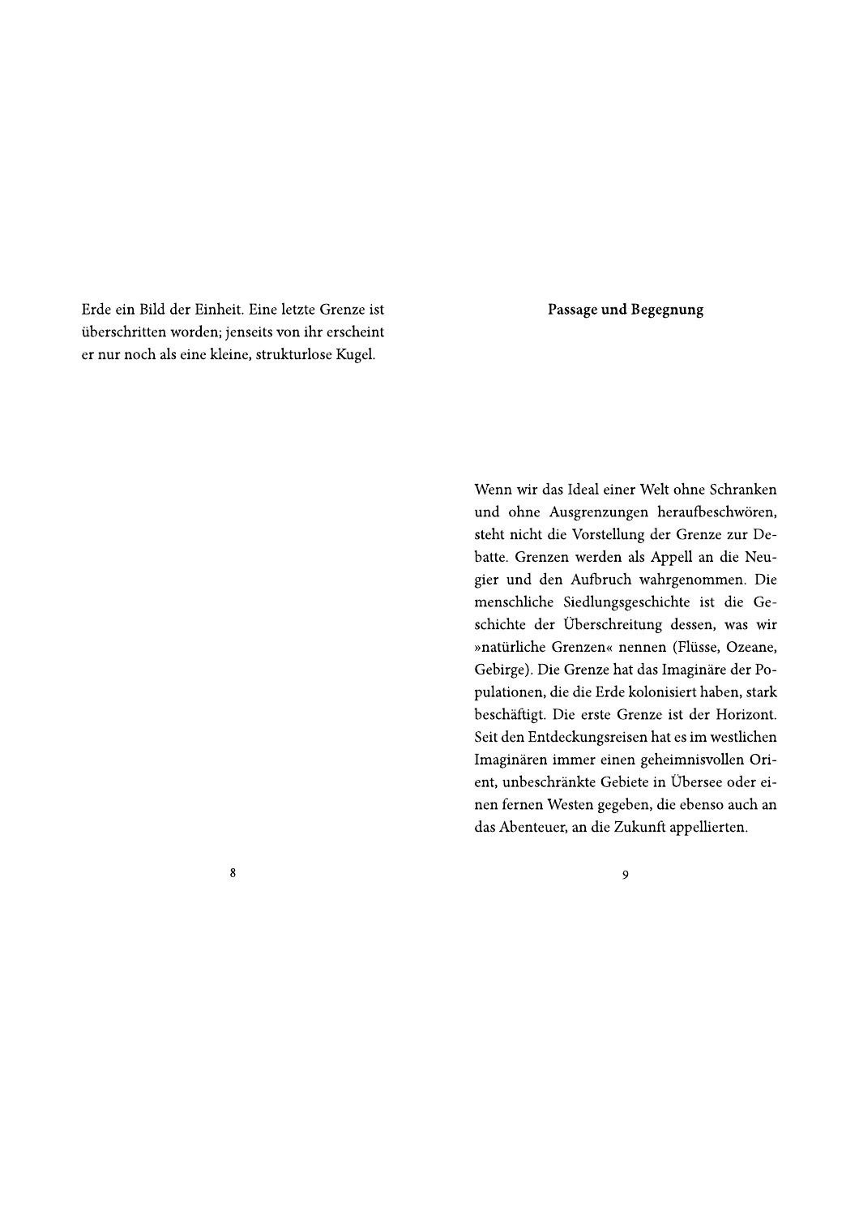Erde ein Bild der Einheit. Eine letzte Grenze ist überschritten worden; jenseits von ihr erscheint er nur noch als eine kleine, strukturlose Kugel.

## Passage und Begegnung

Wenn wir das Ideal einer Welt ohne Schranken und ohne Ausgrenzungen heraufbeschwören, steht nicht die Vorstellung der Grenze zur Debatte. Grenzen werden als Appell an die Neugier und den Aufbruch wahrgenommen. Die menschliche Siedlungsgeschichte ist die Geschichte der Überschreitung dessen, was wir »natürliche Grenzen« nennen (Flüsse, Ozeane, Gebirge). Die Grenze hat das Imaginäre der Populationen, die die Erde kolonisiert haben, stark beschäftigt. Die erste Grenze ist der Horizont. Seit den Entdeckungsreisen hat es im westlichen Imaginären immer einen geheimnisvollen Orient, unbeschränkte Gebiete in Übersee oder einen fernen Westen gegeben, die ebenso auch an das Abenteuer, an die Zukunft appellierten.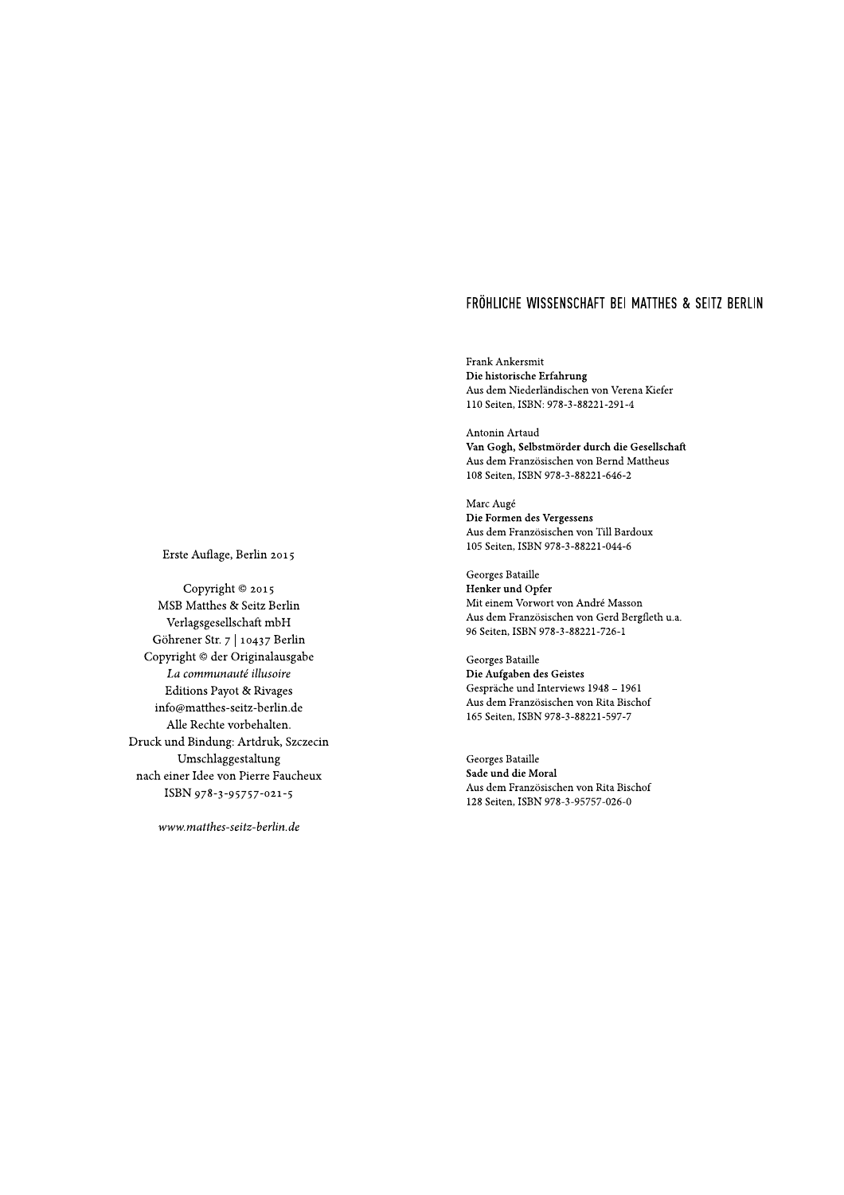Erste Auflage, Berlin 2015

Copyright © 2015
MSB Matthes & Seitz Berlin
Verlagsgesellschaft mbH
Göhrener Str. 7 | 10437 Berlin
Copyright © der Originalausgabe
*La communauté illusoire*
Editions Payot & Rivages
info@matthes-seitz-berlin.de
Alle Rechte vorbehalten.
Druck und Bindung: Artdruk, Szczecin
Umschlaggestaltung
nach einer Idee von Pierre Faucheux
ISBN 978-3-95757-021-5

*www.matthes-seitz-berlin.de*

## FRÖHLICHE WISSENSCHAFT BEI MATTHES & SEITZ BERLIN

Frank Ankersmit
**Die historische Erfahrung**
Aus dem Niederländischen von Verena Kiefer
110 Seiten, ISBN: 978-3-88221-291-4

Antonin Artaud
**Van Gogh, Selbstmörder durch die Gesellschaft**
Aus dem Französischen von Bernd Mattheus
108 Seiten, ISBN 978-3-88221-646-2

Marc Augé
**Die Formen des Vergessens**
Aus dem Französischen von Till Bardoux
105 Seiten, ISBN 978-3-88221-044-6

Georges Bataille
**Henker und Opfer**
Mit einem Vorwort von André Masson
Aus dem Französischen von Gerd Bergfleth u.a.
96 Seiten, ISBN 978-3-88221-726-1

Georges Bataille
**Die Aufgaben des Geistes**
Gespräche und Interviews 1948 – 1961
Aus dem Französischen von Rita Bischof
165 Seiten, ISBN 978-3-88221-597-7

Georges Bataille
**Sade und die Moral**
Aus dem Französischen von Rita Bischof
128 Seiten, ISBN 978-3-95757-026-0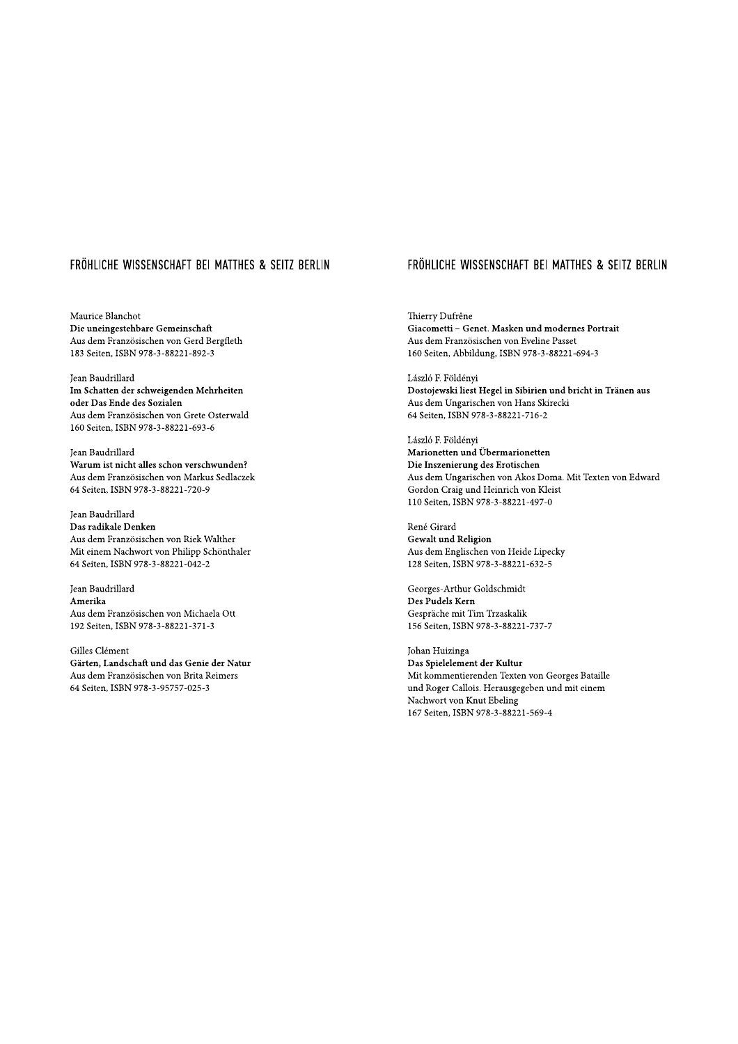## FRÖHLICHE WISSENSCHAFT BEI MATTHES & SEITZ BERLIN

Maurice Blanchot
**Die uneingestehbare Gemeinschaft**
Aus dem Französischen von Gerd Bergfleth
183 Seiten, ISBN 978-3-88221-892-3

Jean Baudrillard
**Im Schatten der schweigenden Mehrheiten oder Das Ende des Sozialen**
Aus dem Französischen von Grete Osterwald
160 Seiten, ISBN 978-3-88221-693-6

Jean Baudrillard
**Warum ist nicht alles schon verschwunden?**
Aus dem Französischen von Markus Sedlaczek
64 Seiten, ISBN 978-3-88221-720-9

Jean Baudrillard
**Das radikale Denken**
Aus dem Französischen von Riek Walther
Mit einem Nachwort von Philipp Schönthaler
64 Seiten, ISBN 978-3-88221-042-2

Jean Baudrillard
**Amerika**
Aus dem Französischen von Michaela Ott
192 Seiten, ISBN 978-3-88221-371-3

Gilles Clément
**Gärten, Landschaft und das Genie der Natur**
Aus dem Französischen von Brita Reimers
64 Seiten, ISBN 978-3-95757-025-3

## FRÖHLICHE WISSENSCHAFT BEI MATTHES & SEITZ BERLIN

Thierry Dufrêne
**Giacometti – Genet. Masken und modernes Portrait**
Aus dem Französischen von Eveline Passet
160 Seiten, Abbildung, ISBN 978-3-88221-694-3

László F. Földényi
**Dostojewski liest Hegel in Sibirien und bricht in Tränen aus**
Aus dem Ungarischen von Hans Skirecki
64 Seiten, ISBN 978-3-88221-716-2

László F. Földényi
**Marionetten und Übermarionetten**
**Die Inszenierung des Erotischen**
Aus dem Ungarischen von Akos Doma. Mit Texten von Edward Gordon Craig und Heinrich von Kleist
110 Seiten, ISBN 978-3-88221-497-0

René Girard
**Gewalt und Religion**
Aus dem Englischen von Heide Lipecky
128 Seiten, ISBN 978-3-88221-632-5

Georges-Arthur Goldschmidt
**Des Pudels Kern**
Gespräche mit Tim Trzaskalik
156 Seiten, ISBN 978-3-88221-737-7

Johan Huizinga
**Das Spielelement der Kultur**
Mit kommentierenden Texten von Georges Bataille und Roger Callois. Herausgegeben und mit einem Nachwort von Knut Ebeling
167 Seiten, ISBN 978-3-88221-569-4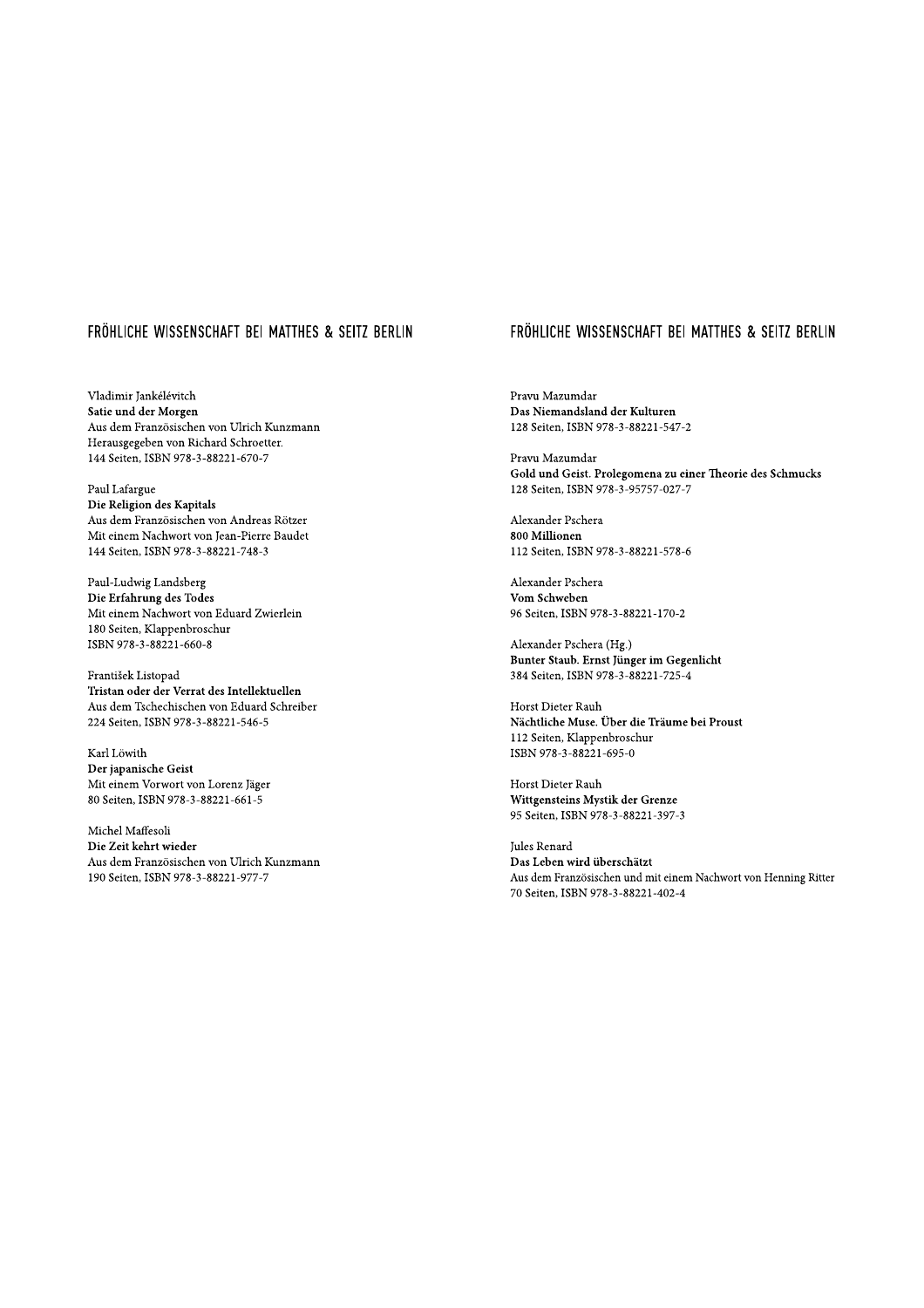## FRÖHLICHE WISSENSCHAFT BEI MATTHES & SEITZ BERLIN

Vladimir Jankélévitch
**Satie und der Morgen**
Aus dem Französischen von Ulrich Kunzmann
Herausgegeben von Richard Schroetter.
144 Seiten, ISBN 978-3-88221-670-7

Paul Lafargue
**Die Religion des Kapitals**
Aus dem Französischen von Andreas Rötzer
Mit einem Nachwort von Jean-Pierre Baudet
144 Seiten, ISBN 978-3-88221-748-3

Paul-Ludwig Landsberg
**Die Erfahrung des Todes**
Mit einem Nachwort von Eduard Zwierlein
180 Seiten, Klappenbroschur
ISBN 978-3-88221-660-8

František Listopad
**Tristan oder der Verrat des Intellektuellen**
Aus dem Tschechischen von Eduard Schreiber
224 Seiten, ISBN 978-3-88221-546-5

Karl Löwith
**Der japanische Geist**
Mit einem Vorwort von Lorenz Jäger
80 Seiten, ISBN 978-3-88221-661-5

Michel Maffesoli
**Die Zeit kehrt wieder**
Aus dem Französischen von Ulrich Kunzmann
190 Seiten, ISBN 978-3-88221-977-7

## FRÖHLICHE WISSENSCHAFT BEI MATTHES & SEITZ BERLIN

Pravu Mazumdar
**Das Niemandsland der Kulturen**
128 Seiten, ISBN 978-3-88221-547-2

Pravu Mazumdar
**Gold und Geist. Prolegomena zu einer Theorie des Schmucks**
128 Seiten, ISBN 978-3-95757-027-7

Alexander Pschera
**800 Millionen**
112 Seiten, ISBN 978-3-88221-578-6

Alexander Pschera
**Vom Schweben**
96 Seiten, ISBN 978-3-88221-170-2

Alexander Pschera (Hg.)
**Bunter Staub. Ernst Jünger im Gegenlicht**
384 Seiten, ISBN 978-3-88221-725-4

Horst Dieter Rauh
**Nächtliche Muse. Über die Träume bei Proust**
112 Seiten, Klappenbroschur
ISBN 978-3-88221-695-0

Horst Dieter Rauh
**Wittgensteins Mystik der Grenze**
95 Seiten, ISBN 978-3-88221-397-3

Jules Renard
**Das Leben wird überschätzt**
Aus dem Französischen und mit einem Nachwort von Henning Ritter
70 Seiten, ISBN 978-3-88221-402-4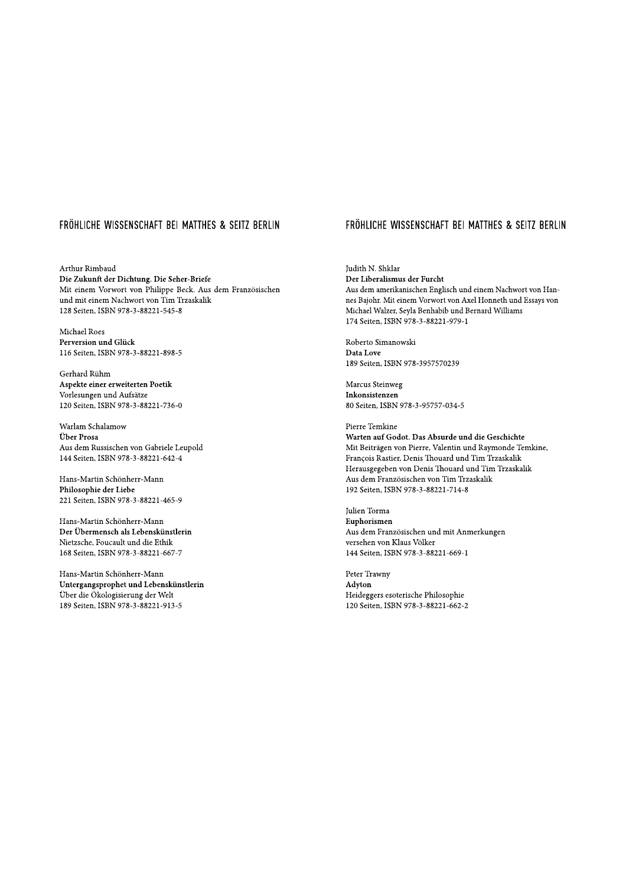## FRÖHLICHE WISSENSCHAFT BEI MATTHES & SEITZ BERLIN

Arthur Rimbaud
**Die Zukunft der Dichtung. Die Seher-Briefe**
Mit einem Vorwort von Philippe Beck. Aus dem Französischen und mit einem Nachwort von Tim Trzaskalik
128 Seiten, ISBN 978-3-88221-545-8

Michael Roes
**Perversion und Glück**
116 Seiten, ISBN 978-3-88221-898-5

Gerhard Rühm
**Aspekte einer erweiterten Poetik**
Vorlesungen und Aufsätze
120 Seiten, ISBN 978-3-88221-736-0

Warlam Schalamow
**Über Prosa**
Aus dem Russischen von Gabriele Leupold
144 Seiten, ISBN 978-3-88221-642-4

Hans-Martin Schönherr-Mann
**Philosophie der Liebe**
221 Seiten, ISBN 978-3-88221-465-9

Hans-Martin Schönherr-Mann
**Der Übermensch als Lebenskünstlerin**
Nietzsche, Foucault und die Ethik
168 Seiten, ISBN 978-3-88221-667-7

Hans-Martin Schönherr-Mann
**Untergangsprophet und Lebenskünstlerin**
Über die Ökologisierung der Welt
189 Seiten, ISBN 978-3-88221-913-5

## FRÖHLICHE WISSENSCHAFT BEI MATTHES & SEITZ BERLIN

Judith N. Shklar
**Der Liberalismus der Furcht**
Aus dem amerikanischen Englisch und einem Nachwort von Hannes Bajohr. Mit einem Vorwort von Axel Honneth und Essays von Michael Walzer, Seyla Benhabib und Bernard Williams
174 Seiten, ISBN 978-3-88221-979-1

Roberto Simanowski
**Data Love**
189 Seiten, ISBN 978-3957570239

Marcus Steinweg
**Inkonsistenzen**
80 Seiten, ISBN 978-3-95757-034-5

Pierre Temkine
**Warten auf Godot. Das Absurde und die Geschichte**
Mit Beiträgen von Pierre, Valentin und Raymonde Temkine, François Rastier, Denis Thouard und Tim Trzaskalik
Herausgegeben von Denis Thouard und Tim Trzaskalik
Aus dem Französischen von Tim Trzaskalik
192 Seiten, ISBN 978-3-88221-714-8

Julien Torma
**Euphorismen**
Aus dem Französischen und mit Anmerkungen versehen von Klaus Völker
144 Seiten, ISBN 978-3-88221-669-1

Peter Trawny
**Adyton**
Heideggers esoterische Philosophie
120 Seiten, ISBN 978-3-88221-662-2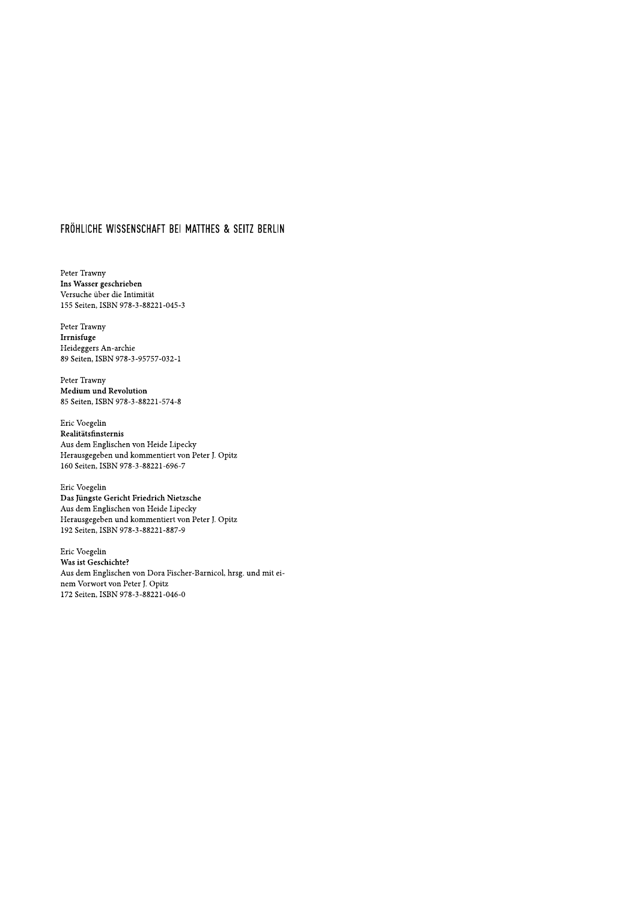## FRÖHLICHE WISSENSCHAFT BEI MATTHES & SEITZ BERLIN

Peter Trawny
**Ins Wasser geschrieben**
Versuche über die Intimität
155 Seiten, ISBN 978-3-88221-045-3

Peter Trawny
**Irrnisfuge**
Heideggers An-archie
89 Seiten, ISBN 978-3-95757-032-1

Peter Trawny
**Medium und Revolution**
85 Seiten, ISBN 978-3-88221-574-8

Eric Voegelin
**Realitätsfinsternis**
Aus dem Englischen von Heide Lipecky
Herausgegeben und kommentiert von Peter J. Opitz
160 Seiten, ISBN 978-3-88221-696-7

Eric Voegelin
**Das Jüngste Gericht Friedrich Nietzsche**
Aus dem Englischen von Heide Lipecky
Herausgegeben und kommentiert von Peter J. Opitz
192 Seiten, ISBN 978-3-88221-887-9

Eric Voegelin
**Was ist Geschichte?**
Aus dem Englischen von Dora Fischer-Barnicol, hrsg. und mit einem Vorwort von Peter J. Opitz
172 Seiten, ISBN 978-3-88221-046-0